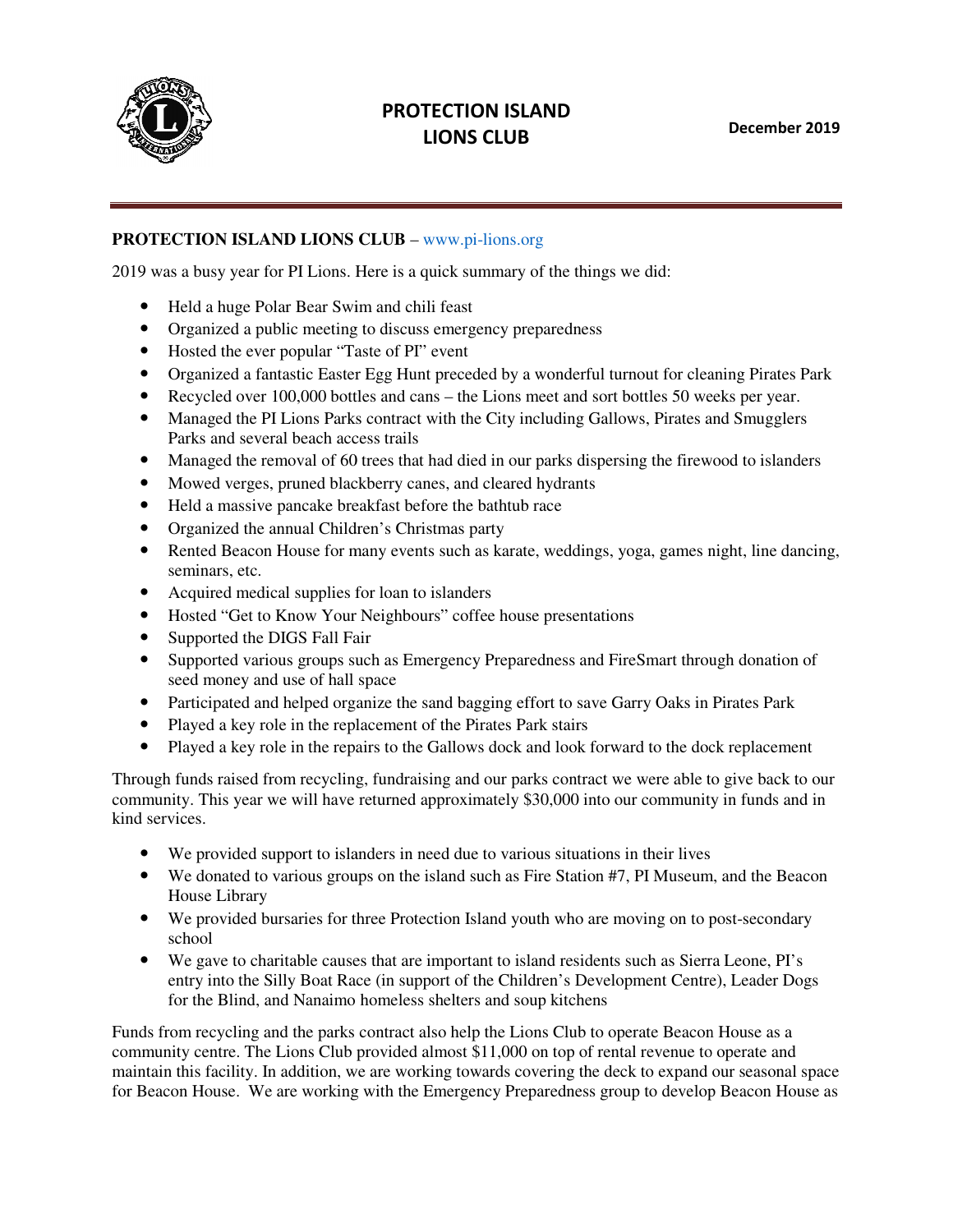# PROTECTION ISLAND LIONS CLUB

**December 2019**

**PROTECTION ISLAND LIONS CLUB** – www.pi-lions.org

2019 was a busy year for PI Lions. Here is a quick summary of the things we did:

- Held a huge Polar Bear Swim and chili feast
- Organized a public meeting to discuss emergency preparedness
- Hosted the ever popular "Taste of PI" event
- Organized a fantastic Easter Egg Hunt preceded by a wonderful turnout for cleaning Pirates Park
- Recycled over 100,000 bottles and cans – the Lions meet and sort bottles 50 weeks per year.
- Managed the PI Lions Parks contract with the City including Gallows, Pirates and Smugglers Parks and several beach access trails
- Managed the removal of 60 trees that had died in our parks dispersing the firewood to islanders
- Mowed verges, pruned blackberry canes, and cleared hydrants
- Held a massive pancake breakfast before the bathtub race
- Organized the annual Children's Christmas party
- Rented Beacon House for many events such as karate, weddings, yoga, games night, line dancing, seminars, etc.
- Acquired medical supplies for loan to islanders
- Hosted "Get to Know Your Neighbours" coffee house presentations
- Supported the DIGS Fall Fair
- Supported various groups such as Emergency Preparedness and FireSmart through donation of seed money and use of hall space
- Participated and helped organize the sand bagging effort to save Garry Oaks in Pirates Park
- Played a key role in the replacement of the Pirates Park stairs
- Played a key role in the repairs to the Gallows dock and look forward to the dock replacement

Through funds raised from recycling, fundraising and our parks contract we were able to give back to our community. This year we will have returned approximately $30,000 into our community in funds and in kind services.

- We provided support to islanders in need due to various situations in their lives
- We donated to various groups on the island such as Fire Station #7, PI Museum, and the Beacon House Library
- We provided bursaries for three Protection Island youth who are moving on to post-secondary school
- We gave to charitable causes that are important to island residents such as Sierra Leone, PI's entry into the Silly Boat Race (in support of the Children's Development Centre), Leader Dogs for the Blind, and Nanaimo homeless shelters and soup kitchens

Funds from recycling and the parks contract also help the Lions Club to operate Beacon House as a community centre. The Lions Club provided almost $11,000 on top of rental revenue to operate and maintain this facility. In addition, we are working towards covering the deck to expand our seasonal space for Beacon House. We are working with the Emergency Preparedness group to develop Beacon House as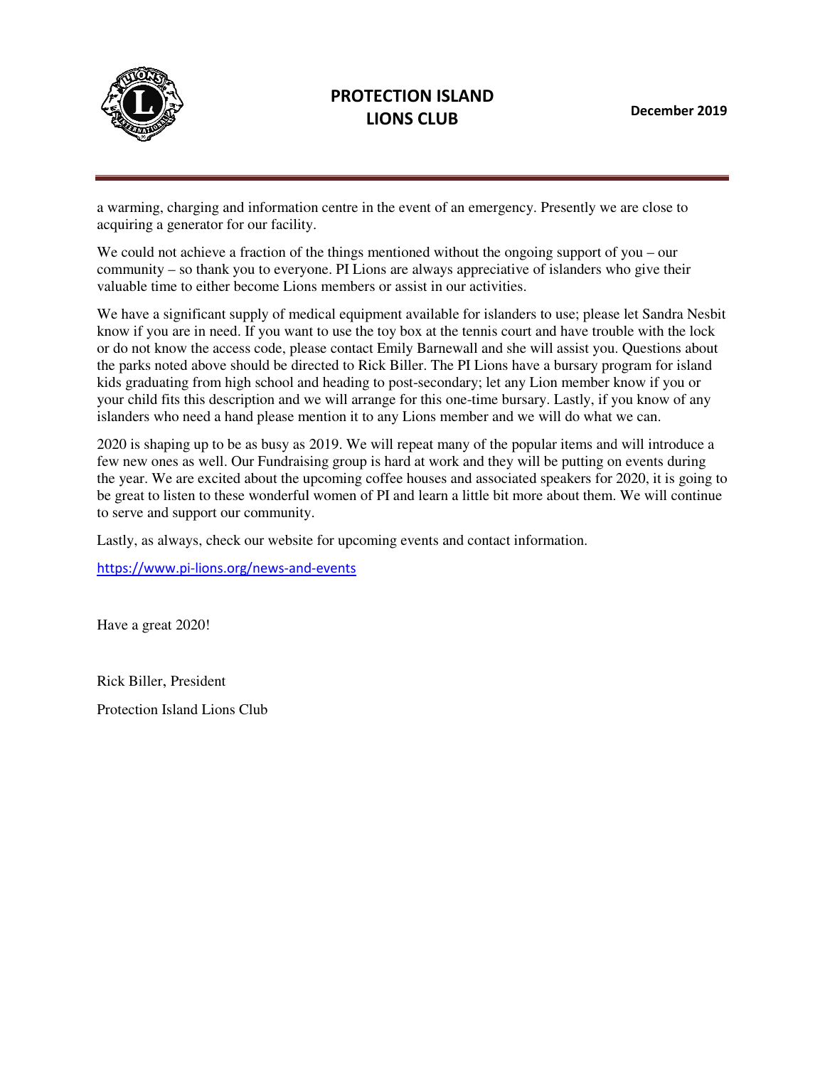a warming, charging and information centre in the event of an emergency. Presently we are close to acquiring a generator for our facility.

We could not achieve a fraction of the things mentioned without the ongoing support of you – our community – so thank you to everyone. PI Lions are always appreciative of islanders who give their valuable time to either become Lions members or assist in our activities.

We have a significant supply of medical equipment available for islanders to use; please let Sandra Nesbit know if you are in need. If you want to use the toy box at the tennis court and have trouble with the lock or do not know the access code, please contact Emily Barnewall and she will assist you. Questions about the parks noted above should be directed to Rick Biller. The PI Lions have a bursary program for island kids graduating from high school and heading to post-secondary; let any Lion member know if you or your child fits this description and we will arrange for this one-time bursary. Lastly, if you know of any islanders who need a hand please mention it to any Lions member and we will do what we can.

2020 is shaping up to be as busy as 2019. We will repeat many of the popular items and will introduce a few new ones as well. Our Fundraising group is hard at work and they will be putting on events during the year. We are excited about the upcoming coffee houses and associated speakers for 2020, it is going to be great to listen to these wonderful women of PI and learn a little bit more about them. We will continue to serve and support our community.

Lastly, as always, check our website for upcoming events and contact information.

https://www.pi-lions.org/news-and-events

Have a great 2020!

Rick Biller, President

Protection Island Lions Club